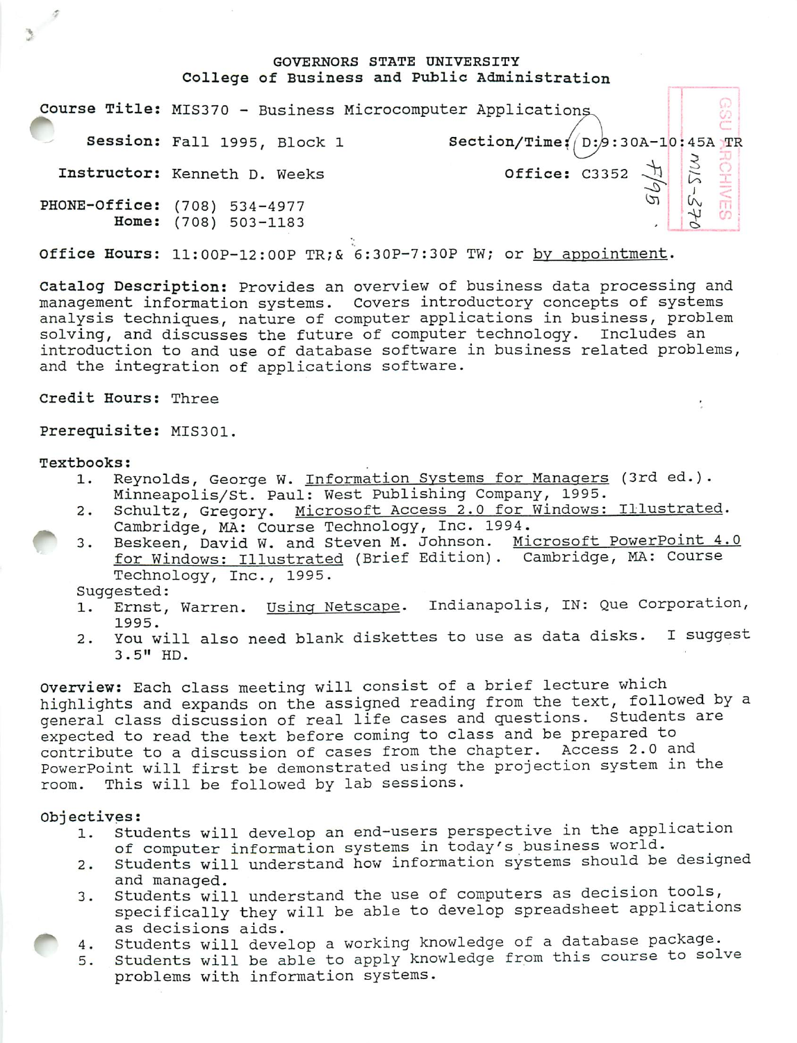# GOVERNORS STATE UNIVERSITY
## College of Business and Public Administration

**Course Title:** MIS370 - Business Microcomputer Applications

**Session:** Fall 1995, Block 1 **Section/Time:** D: 9:30A-10:45A TR

**Instructor:** Kenneth D. Weeks **Office:** C3352

**PHONE-Office:** (708) 534-4977
**Home:** (708) 503-1183

**Office Hours:** 11:00P-12:00P TR; & 6:30P-7:30P TW; or by appointment.

**Catalog Description:** Provides an overview of business data processing and management information systems. Covers introductory concepts of systems analysis techniques, nature of computer applications in business, problem solving, and discusses the future of computer technology. Includes an introduction to and use of database software in business related problems, and the integration of applications software.

**Credit Hours:** Three

**Prerequisite:** MIS301.

**Textbooks:**

1. Reynolds, George W. Information Systems for Managers (3rd ed.). Minneapolis/St. Paul: West Publishing Company, 1995.
2. Schultz, Gregory. Microsoft Access 2.0 for Windows: Illustrated. Cambridge, MA: Course Technology, Inc. 1994.
3. Beskeen, David W. and Steven M. Johnson. Microsoft PowerPoint 4.0 for Windows: Illustrated (Brief Edition). Cambridge, MA: Course Technology, Inc., 1995.

Suggested:

1. Ernst, Warren. Using Netscape. Indianapolis, IN: Que Corporation, 1995.
2. You will also need blank diskettes to use as data disks. I suggest 3.5" HD.

**Overview:** Each class meeting will consist of a brief lecture which highlights and expands on the assigned reading from the text, followed by a general class discussion of real life cases and questions. Students are expected to read the text before coming to class and be prepared to contribute to a discussion of cases from the chapter. Access 2.0 and PowerPoint will first be demonstrated using the projection system in the room. This will be followed by lab sessions.

**Objectives:**

1. Students will develop an end-users perspective in the application of computer information systems in today's business world.
2. Students will understand how information systems should be designed and managed.
3. Students will understand the use of computers as decision tools, specifically they will be able to develop spreadsheet applications as decisions aids.
4. Students will develop a working knowledge of a database package.
5. Students will be able to apply knowledge from this course to solve problems with information systems.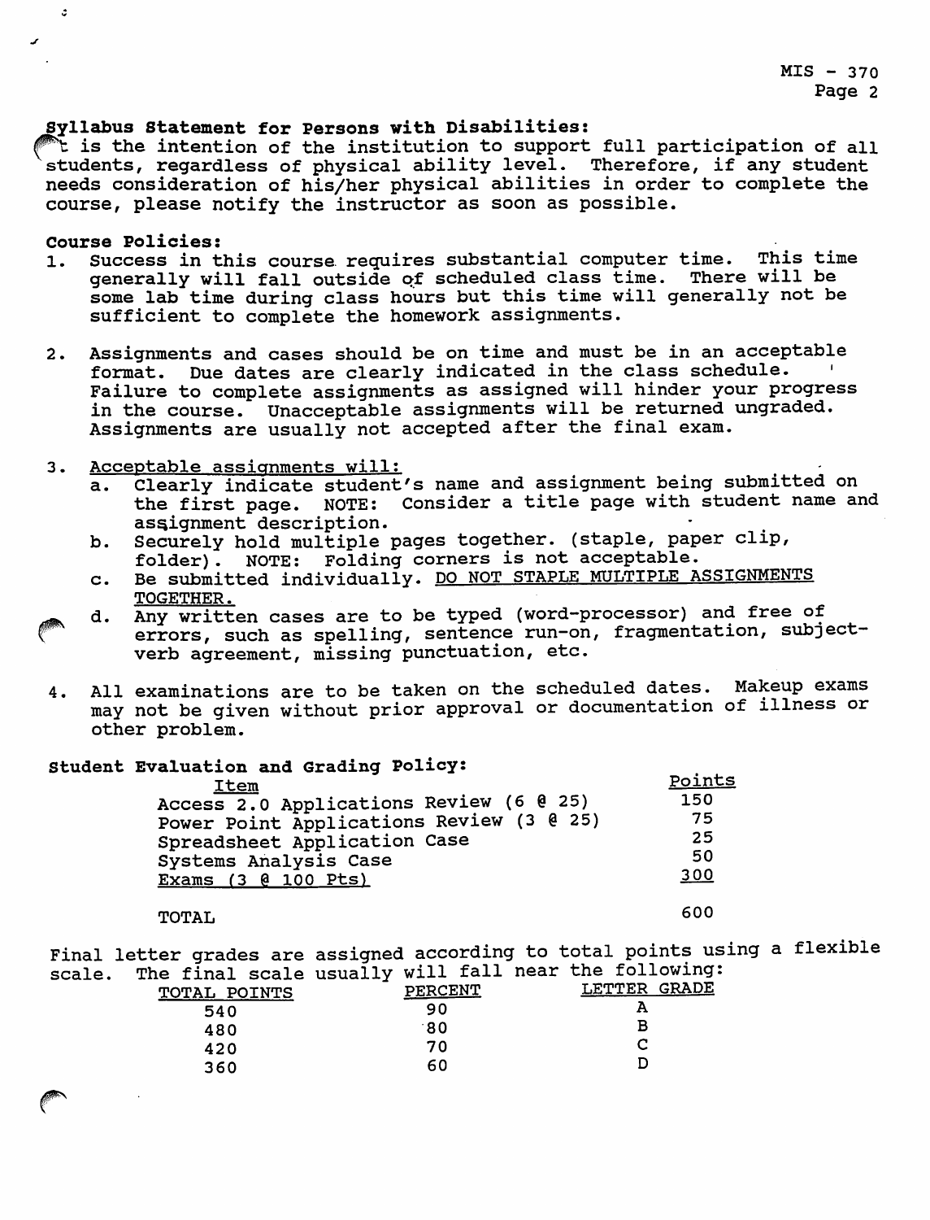**Syllabus Statement for Persons with Disabilities:**
It is the intention of the institution to support full participation of all students, regardless of physical ability level. Therefore, if any student needs consideration of his/her physical abilities in order to complete the course, please notify the instructor as soon as possible.

**Course Policies:**

1. Success in this course requires substantial computer time. This time generally will fall outside of scheduled class time. There will be some lab time during class hours but this time will generally not be sufficient to complete the homework assignments.

2. Assignments and cases should be on time and must be in an acceptable format. Due dates are clearly indicated in the class schedule. Failure to complete assignments as assigned will hinder your progress in the course. Unacceptable assignments will be returned ungraded. Assignments are usually not accepted after the final exam.

3. Acceptable assignments will:
   a. Clearly indicate student's name and assignment being submitted on the first page. NOTE: Consider a title page with student name and assignment description.
   b. Securely hold multiple pages together. (staple, paper clip, folder). NOTE: Folding corners is not acceptable.
   c. Be submitted individually. DO NOT STAPLE MULTIPLE ASSIGNMENTS TOGETHER.
   d. Any written cases are to be typed (word-processor) and free of errors, such as spelling, sentence run-on, fragmentation, subject-verb agreement, missing punctuation, etc.

4. All examinations are to be taken on the scheduled dates. Makeup exams may not be given without prior approval or documentation of illness or other problem.

**Student Evaluation and Grading Policy:**

| Item | Points |
|---|---|
| Access 2.0 Applications Review (6 @ 25) | 150 |
| Power Point Applications Review (3 @ 25) | 75 |
| Spreadsheet Application Case | 25 |
| Systems Analysis Case | 50 |
| Exams (3 @ 100 Pts) | 300 |
| TOTAL | 600 |

Final letter grades are assigned according to total points using a flexible scale. The final scale usually will fall near the following:

| TOTAL POINTS | PERCENT | LETTER GRADE |
|---|---|---|
| 540 | 90 | A |
| 480 | 80 | B |
| 420 | 70 | C |
| 360 | 60 | D |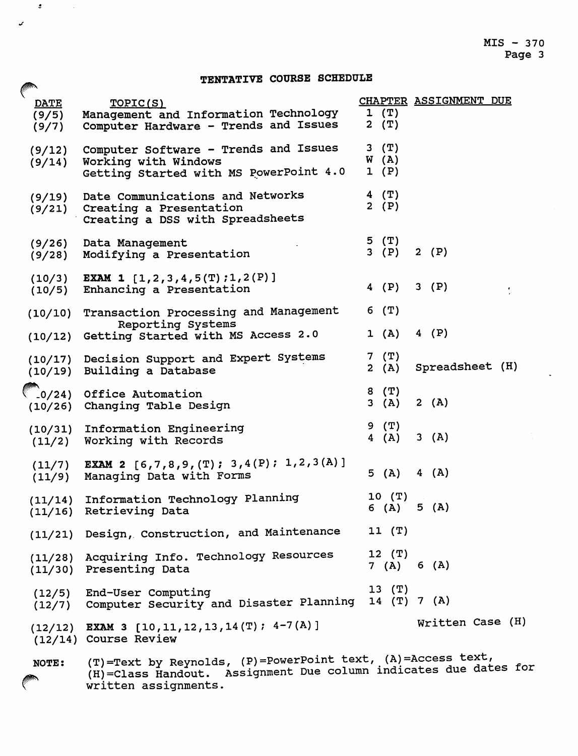## TENTATIVE COURSE SCHEDULE

| DATE | TOPIC(S) | CHAPTER | ASSIGNMENT DUE |
|---|---|---|---|
| (9/5) | Management and Information Technology | 1 (T) | |
| (9/7) | Computer Hardware - Trends and Issues | 2 (T) | |
| (9/12) | Computer Software - Trends and Issues | 3 (T) | |
| (9/14) | Working with Windows | W (A) | |
| | Getting Started with MS PowerPoint 4.0 | 1 (P) | |
| (9/19) | Date Communications and Networks | 4 (T) | |
| (9/21) | Creating a Presentation | 2 (P) | |
| | Creating a DSS with Spreadsheets | | |
| (9/26) | Data Management | 5 (T) | |
| (9/28) | Modifying a Presentation | 3 (P) | 2 (P) |
| (10/3) | **EXAM 1** [1,2,3,4,5(T);1,2(P)] | | |
| (10/5) | Enhancing a Presentation | 4 (P) | 3 (P) |
| (10/10) | Transaction Processing and Management Reporting Systems | 6 (T) | |
| (10/12) | Getting Started with MS Access 2.0 | 1 (A) | 4 (P) |
| (10/17) | Decision Support and Expert Systems | 7 (T) | |
| (10/19) | Building a Database | 2 (A) | Spreadsheet (H) |
| (10/24) | Office Automation | 8 (T) | |
| (10/26) | Changing Table Design | 3 (A) | 2 (A) |
| (10/31) | Information Engineering | 9 (T) | |
| (11/2) | Working with Records | 4 (A) | 3 (A) |
| (11/7) | **EXAM 2** [6,7,8,9,(T); 3,4(P); 1,2,3(A)] | | |
| (11/9) | Managing Data with Forms | 5 (A) | 4 (A) |
| (11/14) | Information Technology Planning | 10 (T) | |
| (11/16) | Retrieving Data | 6 (A) | 5 (A) |
| (11/21) | Design, Construction, and Maintenance | 11 (T) | |
| (11/28) | Acquiring Info. Technology Resources | 12 (T) | |
| (11/30) | Presenting Data | 7 (A) | 6 (A) |
| (12/5) | End-User Computing | 13 (T) | |
| (12/7) | Computer Security and Disaster Planning | 14 (T) | 7 (A) |
| (12/12) | **EXAM 3** [10,11,12,13,14(T); 4-7(A)] | | Written Case (H) |
| (12/14) | Course Review | | |

**NOTE:** (T)=Text by Reynolds, (P)=PowerPoint text, (A)=Access text, (H)=Class Handout. Assignment Due column indicates due dates for written assignments.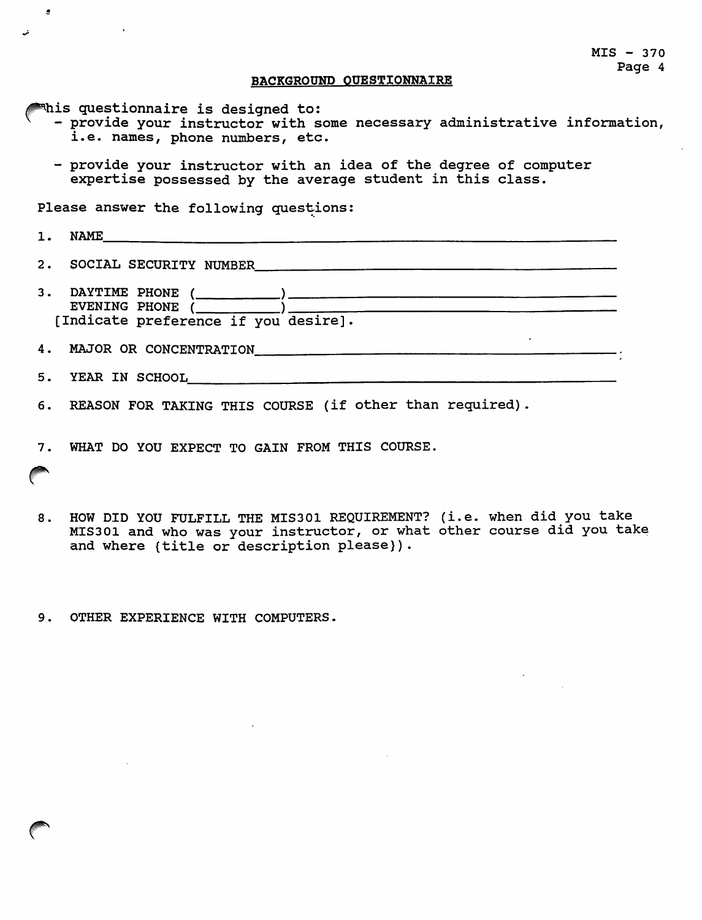## BACKGROUND QUESTIONNAIRE

This questionnaire is designed to:
- provide your instructor with some necessary administrative information, i.e. names, phone numbers, etc.
- provide your instructor with an idea of the degree of computer expertise possessed by the average student in this class.

Please answer the following questions:

1. NAME_______________________________________________

2. SOCIAL SECURITY NUMBER_______________________________

3. DAYTIME PHONE (__________)_____________________________
   EVENING PHONE (__________)_____________________________
   [Indicate preference if you desire].

4. MAJOR OR CONCENTRATION_______________________________

5. YEAR IN SCHOOL_______________________________________

6. REASON FOR TAKING THIS COURSE (if other than required).

7. WHAT DO YOU EXPECT TO GAIN FROM THIS COURSE.

8. HOW DID YOU FULFILL THE MIS301 REQUIREMENT? (i.e. when did you take MIS301 and who was your instructor, or what other course did you take and where {title or description please}).

9. OTHER EXPERIENCE WITH COMPUTERS.